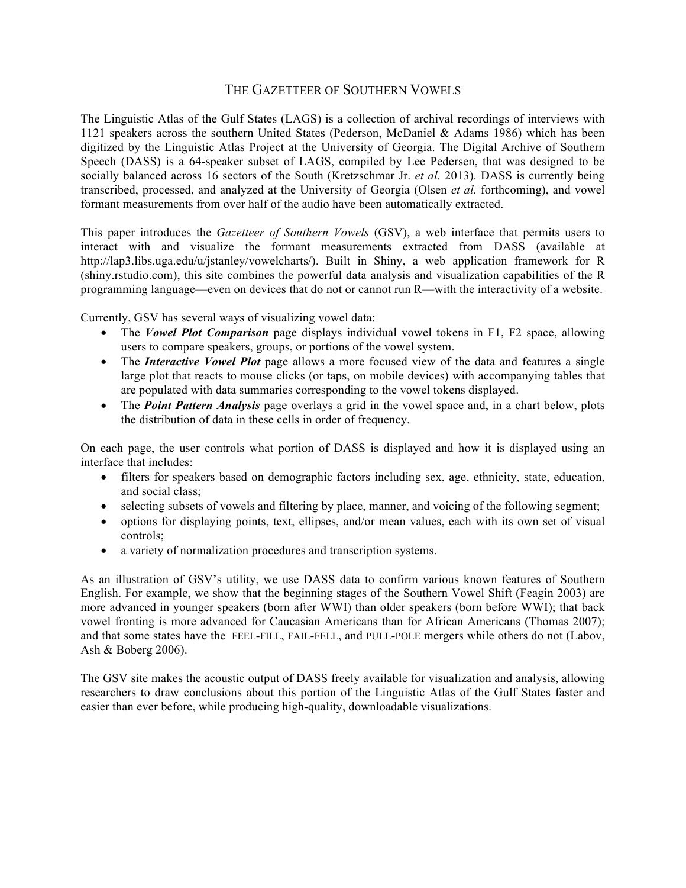# THE GAZETTEER OF SOUTHERN VOWELS

The Linguistic Atlas of the Gulf States (LAGS) is a collection of archival recordings of interviews with 1121 speakers across the southern United States (Pederson, McDaniel & Adams 1986) which has been digitized by the Linguistic Atlas Project at the University of Georgia. The Digital Archive of Southern Speech (DASS) is a 64-speaker subset of LAGS, compiled by Lee Pedersen, that was designed to be socially balanced across 16 sectors of the South (Kretzschmar Jr. *et al.* 2013). DASS is currently being transcribed, processed, and analyzed at the University of Georgia (Olsen *et al.* forthcoming), and vowel formant measurements from over half of the audio have been automatically extracted.

This paper introduces the *Gazetteer of Southern Vowels* (GSV), a web interface that permits users to interact with and visualize the formant measurements extracted from DASS (available at http://lap3.libs.uga.edu/u/jstanley/vowelcharts/). Built in Shiny, a web application framework for R (shiny.rstudio.com), this site combines the powerful data analysis and visualization capabilities of the R programming language—even on devices that do not or cannot run R—with the interactivity of a website.

Currently, GSV has several ways of visualizing vowel data:

- The ***Vowel Plot Comparison*** page displays individual vowel tokens in F1, F2 space, allowing users to compare speakers, groups, or portions of the vowel system.
- The ***Interactive Vowel Plot*** page allows a more focused view of the data and features a single large plot that reacts to mouse clicks (or taps, on mobile devices) with accompanying tables that are populated with data summaries corresponding to the vowel tokens displayed.
- The ***Point Pattern Analysis*** page overlays a grid in the vowel space and, in a chart below, plots the distribution of data in these cells in order of frequency.

On each page, the user controls what portion of DASS is displayed and how it is displayed using an interface that includes:

- filters for speakers based on demographic factors including sex, age, ethnicity, state, education, and social class;
- selecting subsets of vowels and filtering by place, manner, and voicing of the following segment;
- options for displaying points, text, ellipses, and/or mean values, each with its own set of visual controls;
- a variety of normalization procedures and transcription systems.

As an illustration of GSV's utility, we use DASS data to confirm various known features of Southern English. For example, we show that the beginning stages of the Southern Vowel Shift (Feagin 2003) are more advanced in younger speakers (born after WWI) than older speakers (born before WWI); that back vowel fronting is more advanced for Caucasian Americans than for African Americans (Thomas 2007); and that some states have the FEEL-FILL, FAIL-FELL, and PULL-POLE mergers while others do not (Labov, Ash & Boberg 2006).

The GSV site makes the acoustic output of DASS freely available for visualization and analysis, allowing researchers to draw conclusions about this portion of the Linguistic Atlas of the Gulf States faster and easier than ever before, while producing high-quality, downloadable visualizations.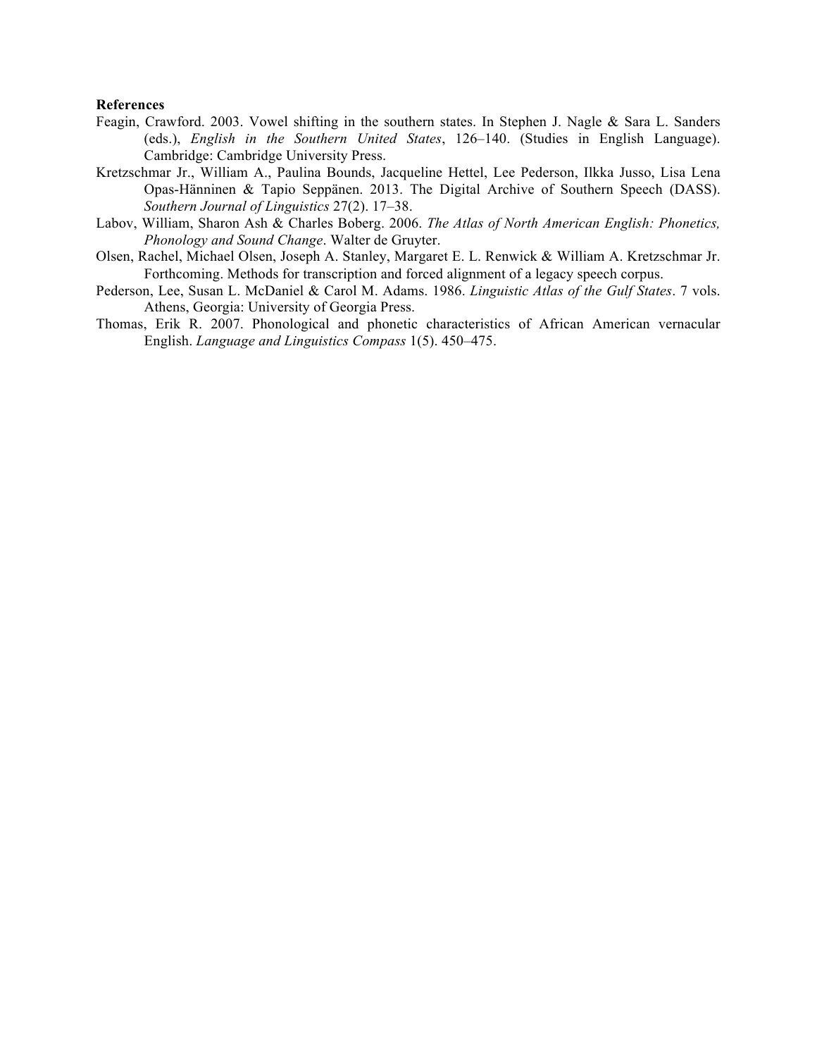**References**

Feagin, Crawford. 2003. Vowel shifting in the southern states. In Stephen J. Nagle & Sara L. Sanders (eds.), *English in the Southern United States*, 126–140. (Studies in English Language). Cambridge: Cambridge University Press.

Kretzschmar Jr., William A., Paulina Bounds, Jacqueline Hettel, Lee Pederson, Ilkka Jusso, Lisa Lena Opas-Hänninen & Tapio Seppänen. 2013. The Digital Archive of Southern Speech (DASS). *Southern Journal of Linguistics* 27(2). 17–38.

Labov, William, Sharon Ash & Charles Boberg. 2006. *The Atlas of North American English: Phonetics, Phonology and Sound Change*. Walter de Gruyter.

Olsen, Rachel, Michael Olsen, Joseph A. Stanley, Margaret E. L. Renwick & William A. Kretzschmar Jr. Forthcoming. Methods for transcription and forced alignment of a legacy speech corpus.

Pederson, Lee, Susan L. McDaniel & Carol M. Adams. 1986. *Linguistic Atlas of the Gulf States*. 7 vols. Athens, Georgia: University of Georgia Press.

Thomas, Erik R. 2007. Phonological and phonetic characteristics of African American vernacular English. *Language and Linguistics Compass* 1(5). 450–475.